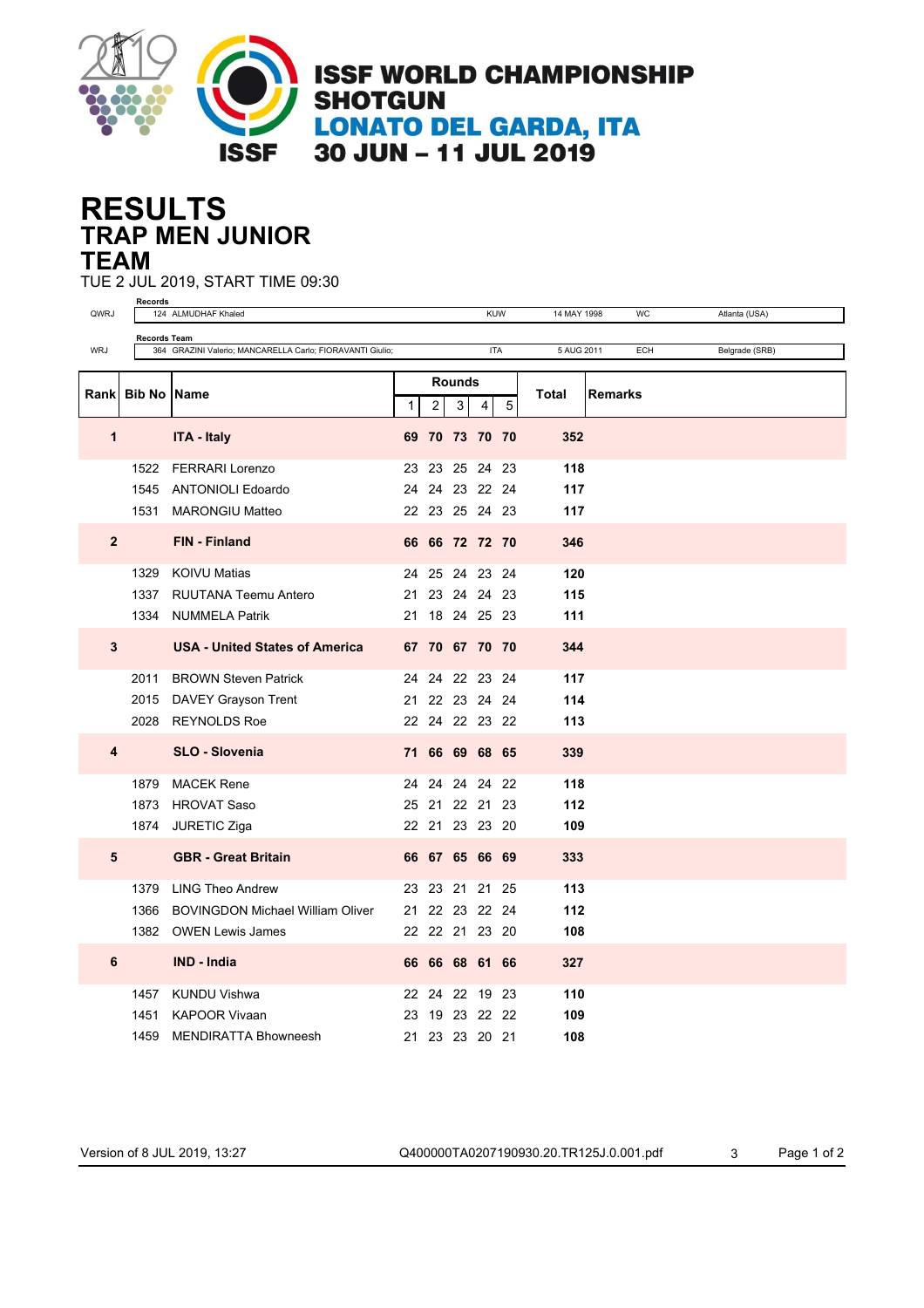ISSF WORLD CHAMPIONSHIP
SHOTGUN
LONATO DEL GARDA, ITA
30 JUN – 11 JUL 2019

# RESULTS
## TRAP MEN JUNIOR
## TEAM

TUE 2 JUL 2019, START TIME 09:30

| | Records | | | | |
|---|---|---|---|---|---|
| QWRJ | 124 ALMUDHAF Khaled | KUW | 14 MAY 1998 | WC | Atlanta (USA) |

| | Records Team | | | | |
|---|---|---|---|---|---|
| WRJ | 364 GRAZINI Valerio; MANCARELLA Carlo; FIORAVANTI Giulio; | ITA | 5 AUG 2011 | ECH | Belgrade (SRB) |

| Rank | Bib No | Name | Rounds | | | | | Total | Remarks |
|---|---|---|---|---|---|---|---|---|---|
| | | | 1 | 2 | 3 | 4 | 5 | | |
| **1** | | **ITA - Italy** | **69** | **70** | **73** | **70** | **70** | **352** | |
| | 1522 | FERRARI Lorenzo | 23 | 23 | 25 | 24 | 23 | **118** | |
| | 1545 | ANTONIOLI Edoardo | 24 | 24 | 23 | 22 | 24 | **117** | |
| | 1531 | MARONGIU Matteo | 22 | 23 | 25 | 24 | 23 | **117** | |
| **2** | | **FIN - Finland** | **66** | **66** | **72** | **72** | **70** | **346** | |
| | 1329 | KOIVU Matias | 24 | 25 | 24 | 23 | 24 | **120** | |
| | 1337 | RUUTANA Teemu Antero | 21 | 23 | 24 | 24 | 23 | **115** | |
| | 1334 | NUMMELA Patrik | 21 | 18 | 24 | 25 | 23 | **111** | |
| **3** | | **USA - United States of America** | **67** | **70** | **67** | **70** | **70** | **344** | |
| | 2011 | BROWN Steven Patrick | 24 | 24 | 22 | 23 | 24 | **117** | |
| | 2015 | DAVEY Grayson Trent | 21 | 22 | 23 | 24 | 24 | **114** | |
| | 2028 | REYNOLDS Roe | 22 | 24 | 22 | 23 | 22 | **113** | |
| **4** | | **SLO - Slovenia** | **71** | **66** | **69** | **68** | **65** | **339** | |
| | 1879 | MACEK Rene | 24 | 24 | 24 | 24 | 22 | **118** | |
| | 1873 | HROVAT Saso | 25 | 21 | 22 | 21 | 23 | **112** | |
| | 1874 | JURETIC Ziga | 22 | 21 | 23 | 23 | 20 | **109** | |
| **5** | | **GBR - Great Britain** | **66** | **67** | **65** | **66** | **69** | **333** | |
| | 1379 | LING Theo Andrew | 23 | 23 | 21 | 21 | 25 | **113** | |
| | 1366 | BOVINGDON Michael William Oliver | 21 | 22 | 23 | 22 | 24 | **112** | |
| | 1382 | OWEN Lewis James | 22 | 22 | 21 | 23 | 20 | **108** | |
| **6** | | **IND - India** | **66** | **66** | **68** | **61** | **66** | **327** | |
| | 1457 | KUNDU Vishwa | 22 | 24 | 22 | 19 | 23 | **110** | |
| | 1451 | KAPOOR Vivaan | 23 | 19 | 23 | 22 | 22 | **109** | |
| | 1459 | MENDIRATTA Bhowneesh | 21 | 23 | 23 | 20 | 21 | **108** | |

Version of 8 JUL 2019, 13:27 Q400000TA0207190930.20.TR125J.0.001.pdf 3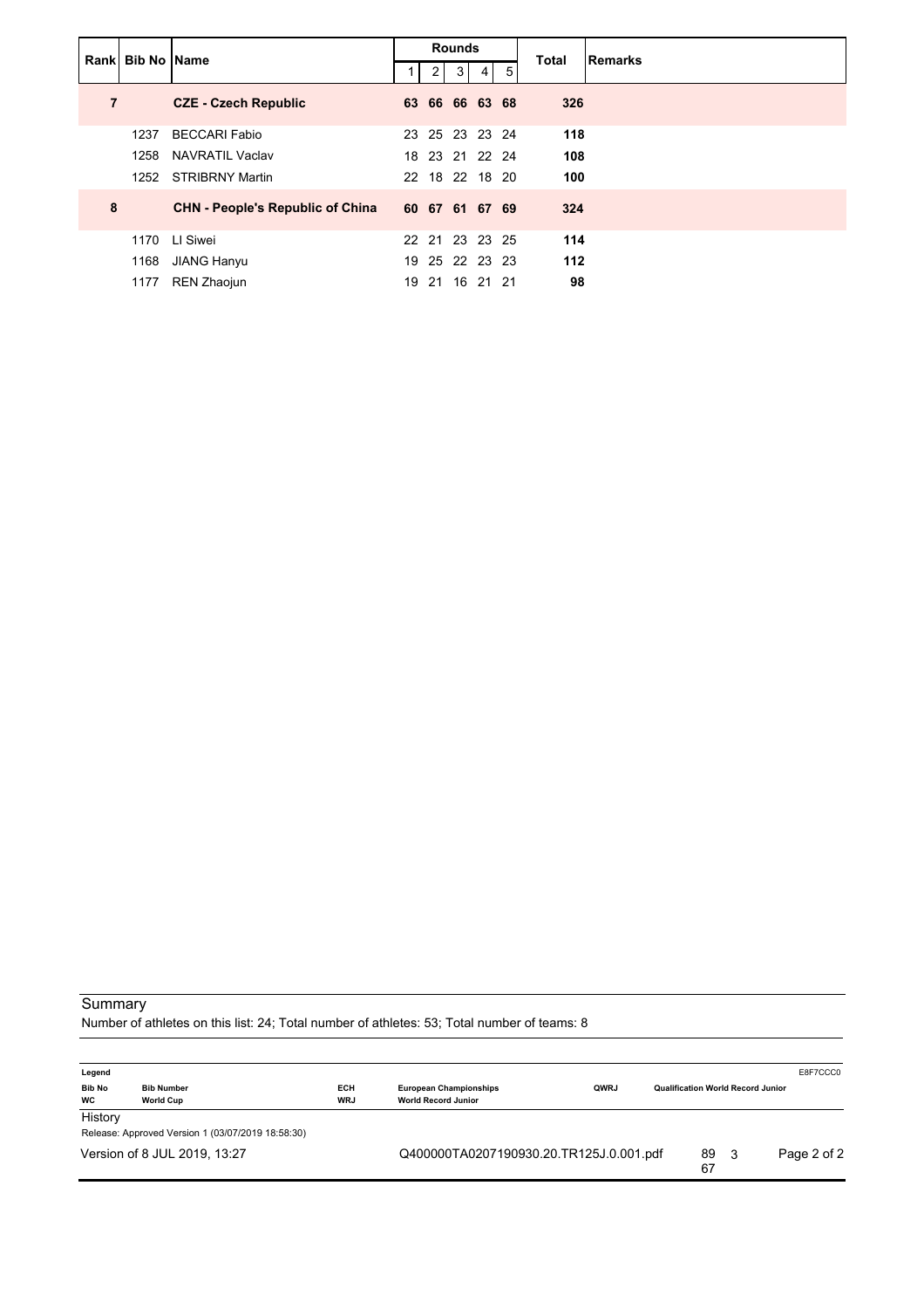| Rank | Bib No | Name | Rounds | | | | | Total | Remarks |
|---|---|---|---|---|---|---|---|---|---|
| | | | 1 | 2 | 3 | 4 | 5 | | |
| **7** | | **CZE - Czech Republic** | **63** | **66** | **66** | **63** | **68** | **326** | |
| | 1237 | BECCARI Fabio | 23 | 25 | 23 | 23 | 24 | **118** | |
| | 1258 | NAVRATIL Vaclav | 18 | 23 | 21 | 22 | 24 | **108** | |
| | 1252 | STRIBRNY Martin | 22 | 18 | 22 | 18 | 20 | **100** | |
| **8** | | **CHN - People's Republic of China** | **60** | **67** | **61** | **67** | **69** | **324** | |
| | 1170 | LI Siwei | 22 | 21 | 23 | 23 | 25 | **114** | |
| | 1168 | JIANG Hanyu | 19 | 25 | 22 | 23 | 23 | **112** | |
| | 1177 | REN Zhaojun | 19 | 21 | 16 | 21 | 21 | **98** | |

Summary

Number of athletes on this list: 24; Total number of athletes: 53; Total number of teams: 8

Legend

| | | | | | |
|---|---|---|---|---|---|
| **Bib No** | **Bib Number** | **ECH** | **European Championships** | **QWRJ** | **Qualification World Record Junior** |
| **WC** | **World Cup** | **WRJ** | **World Record Junior** | | |

E8F7CCC0

History

Release: Approved Version 1 (03/07/2019 18:58:30)

Version of 8 JUL 2019, 13:27

Q400000TA0207190930.20.TR125J.0.001.pdf 89 67 3